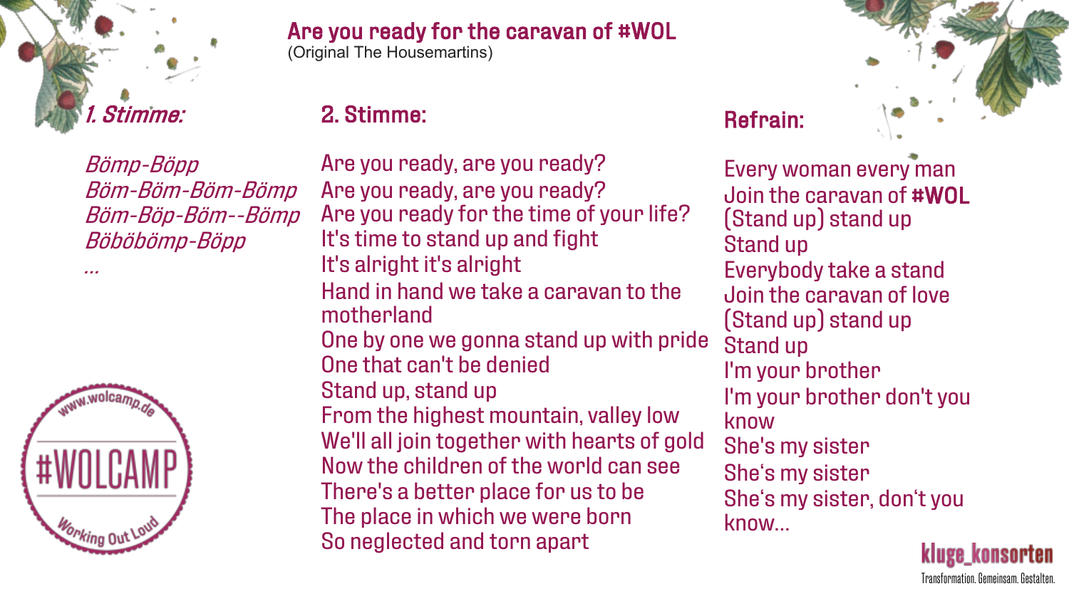# Are you ready for the caravan of #WOL

(Original The Housemartins)

## *1. Stimme:*

*Bömp-Böpp*
*Böm-Böm-Böm-Bömp*
*Böm-Böp-Böm--Bömp*
*Böböbömp-Böpp*
*...*

## 2. Stimme:

Are you ready, are you ready?
Are you ready, are you ready?
Are you ready for the time of your life?
It's time to stand up and fight
It's alright it's alright
Hand in hand we take a caravan to the motherland
One by one we gonna stand up with pride
One that can't be denied
Stand up, stand up
From the highest mountain, valley low
We'll all join together with hearts of gold
Now the children of the world can see
There's a better place for us to be
The place in which we were born
So neglected and torn apart

## Refrain:

Every woman every man
Join the caravan of **#WOL**
(Stand up) stand up
Stand up
Everybody take a stand
Join the caravan of love
(Stand up) stand up
Stand up
I'm your brother
I'm your brother don't you know
She's my sister
She‘s my sister
She‘s my sister, don‘t you know...

www.wolcamp.de
#WOLCAMP
Working Out Loud

kluge_konsorten
Transformation. Gemeinsam. Gestalten.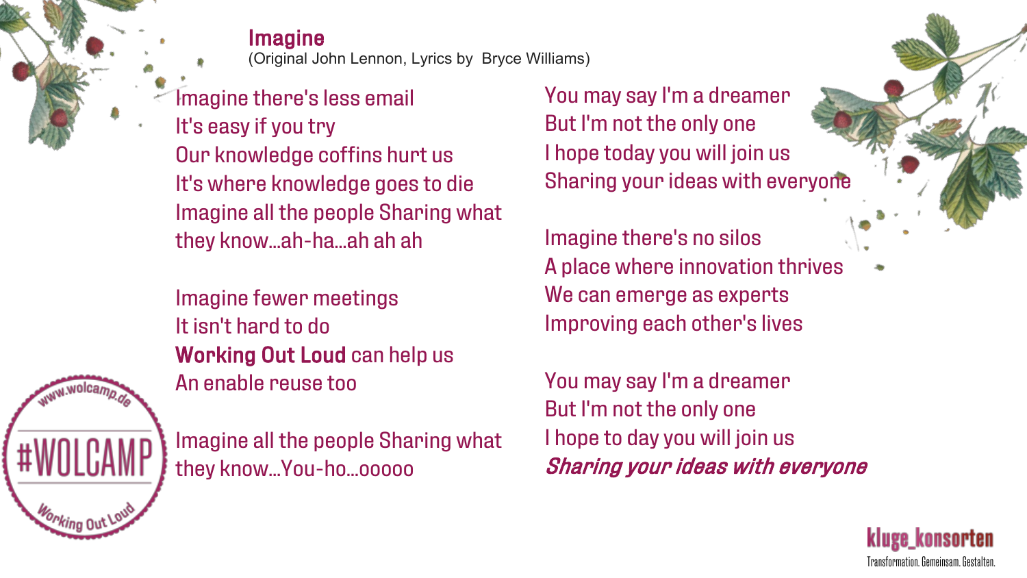## Imagine

(Original John Lennon, Lyrics by Bryce Williams)

Imagine there's less email
It's easy if you try
Our knowledge coffins hurt us
It's where knowledge goes to die
Imagine all the people Sharing what
they know...ah-ha...ah ah ah

Imagine fewer meetings
It isn't hard to do
**Working Out Loud** can help us
An enable reuse too

Imagine all the people Sharing what
they know...You-ho...ooooo

You may say I'm a dreamer
But I'm not the only one
I hope today you will join us
Sharing your ideas with everyone

Imagine there's no silos
A place where innovation thrives
We can emerge as experts
Improving each other's lives

You may say I'm a dreamer
But I'm not the only one
I hope to day you will join us
***Sharing your ideas with everyone***

www.wolcamp.de
#WOLCAMP
Working Out Loud

kluge_konsorten
Transformation. Gemeinsam. Gestalten.